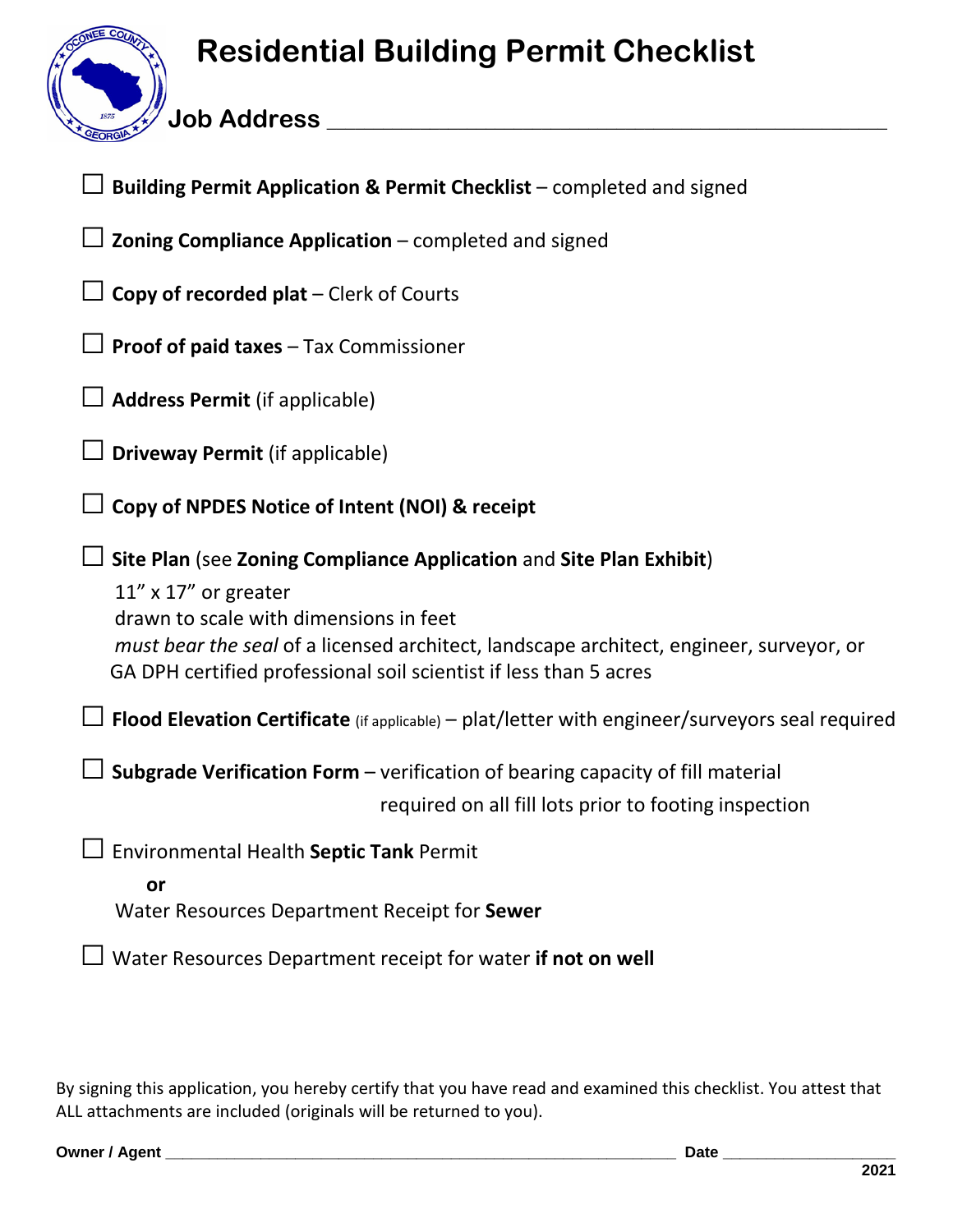# Residential Building Permit Checklist

**Job Address** ______________________________________________

- ☐ **Building Permit Application & Permit Checklist** – completed and signed
- ☐ **Zoning Compliance Application** – completed and signed
- ☐ **Copy of recorded plat** – Clerk of Courts
- ☐ **Proof of paid taxes** – Tax Commissioner
- ☐ **Address Permit** (if applicable)
- ☐ **Driveway Permit** (if applicable)
- ☐ **Copy of NPDES Notice of Intent (NOI) & receipt**
- ☐ **Site Plan** (see **Zoning Compliance Application** and **Site Plan Exhibit**)
  11" x 17" or greater
  drawn to scale with dimensions in feet
  *must bear the seal* of a licensed architect, landscape architect, engineer, surveyor, or GA DPH certified professional soil scientist if less than 5 acres
- ☐ **Flood Elevation Certificate** (if applicable) – plat/letter with engineer/surveyors seal required
- ☐ **Subgrade Verification Form** – verification of bearing capacity of fill material required on all fill lots prior to footing inspection
- ☐ Environmental Health **Septic Tank** Permit
  **or**
  Water Resources Department Receipt for **Sewer**
- ☐ Water Resources Department receipt for water **if not on well**

By signing this application, you hereby certify that you have read and examined this checklist. You attest that ALL attachments are included (originals will be returned to you).

**Owner / Agent** ______________________________________________ **Date** ____________________

**2021**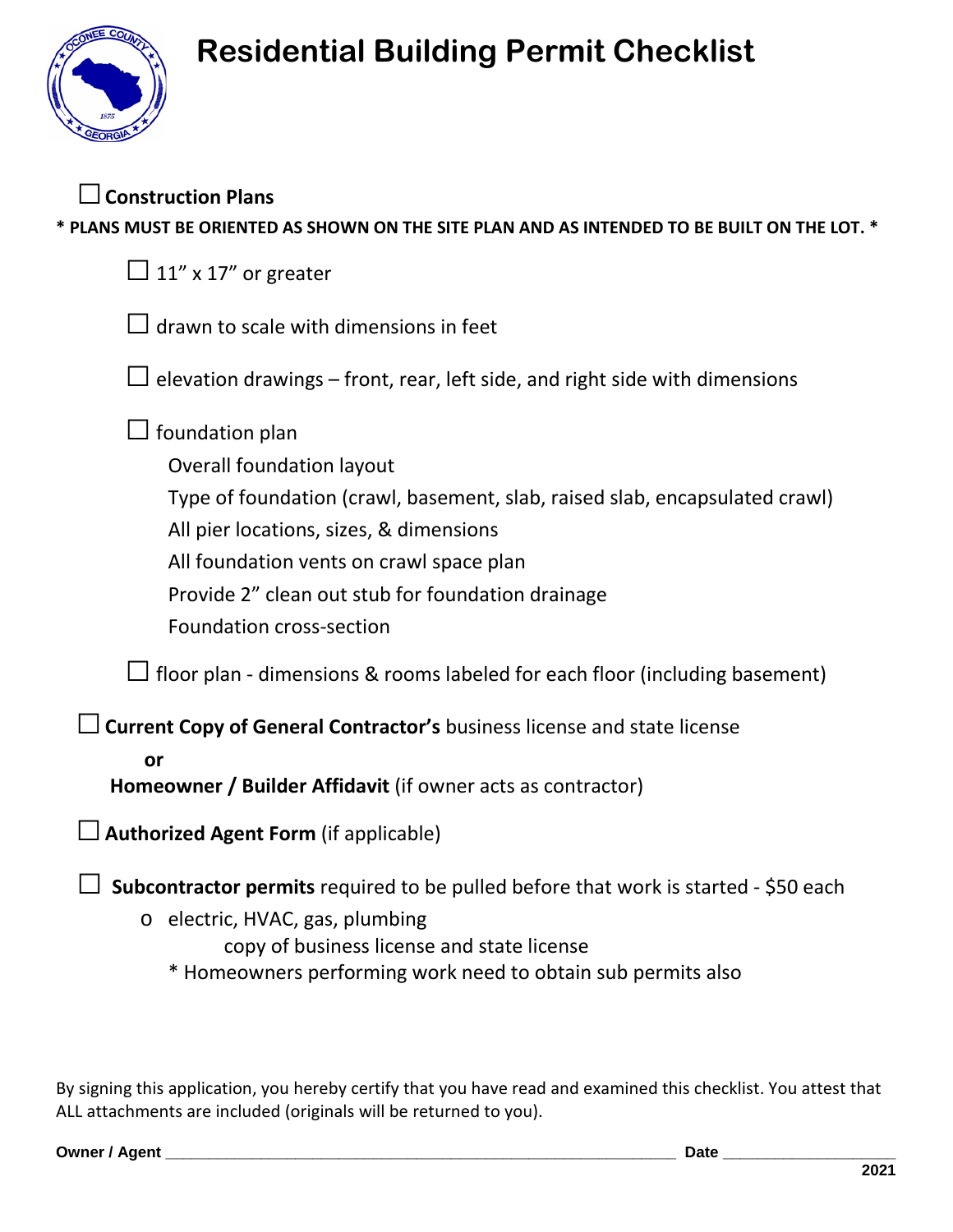# Residential Building Permit Checklist

☐ **Construction Plans**

**\* PLANS MUST BE ORIENTED AS SHOWN ON THE SITE PLAN AND AS INTENDED TO BE BUILT ON THE LOT. \***

- ☐ 11" x 17" or greater
- ☐ drawn to scale with dimensions in feet
- ☐ elevation drawings – front, rear, left side, and right side with dimensions
- ☐ foundation plan
  - Overall foundation layout
  - Type of foundation (crawl, basement, slab, raised slab, encapsulated crawl)
  - All pier locations, sizes, & dimensions
  - All foundation vents on crawl space plan
  - Provide 2" clean out stub for foundation drainage
  - Foundation cross-section
- ☐ floor plan - dimensions & rooms labeled for each floor (including basement)

☐ **Current Copy of General Contractor's** business license and state license

**or**

**Homeowner / Builder Affidavit** (if owner acts as contractor)

☐ **Authorized Agent Form** (if applicable)

☐ **Subcontractor permits** required to be pulled before that work is started - $50 each

- electric, HVAC, gas, plumbing
  - copy of business license and state license
  - * Homeowners performing work need to obtain sub permits also

By signing this application, you hereby certify that you have read and examined this checklist. You attest that ALL attachments are included (originals will be returned to you).

**Owner / Agent** ______________________________ **Date** ____________

**2021**